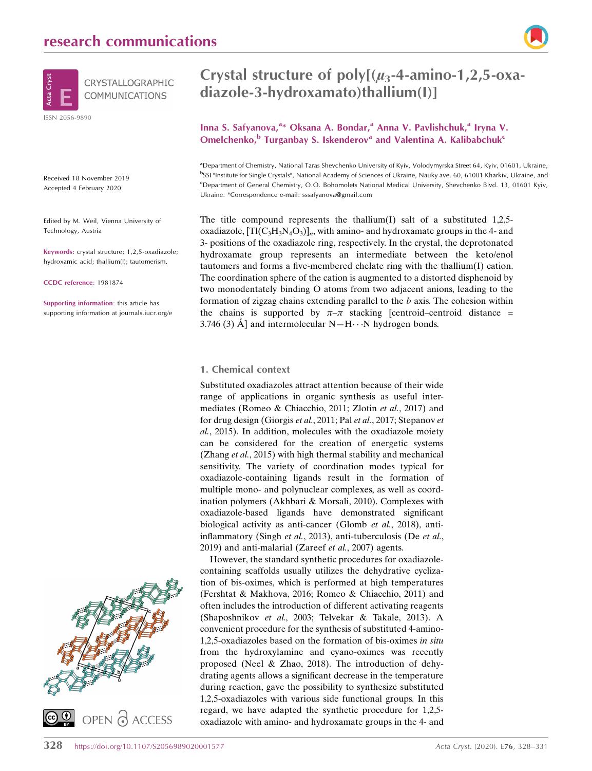# Crystal structure of poly[($\mu_3$-4-amino-1,2,5-oxadiazole-3-hydroxamato)thallium(I)]

**Inna S. Safyanova,[a]* Oksana A. Bondar,[a] Anna V. Pavlishchuk,[a] Iryna V. Omelchenko,[b] Turganbay S. Iskenderov[a] and Valentina A. Kalibabchuk[c]**

[a]Department of Chemistry, National Taras Shevchenko University of Kyiv, Volodymyrska Street 64, Kyiv, 01601, Ukraine, [b]SSI "Institute for Single Crystals", National Academy of Sciences of Ukraine, Nauky ave. 60, 61001 Kharkiv, Ukraine, and [c]Department of General Chemistry, O.O. Bohomolets National Medical University, Shevchenko Blvd. 13, 01601 Kyiv, Ukraine. *Correspondence e-mail: sssafyanova@gmail.com

Received 18 November 2019
Accepted 4 February 2020

Edited by M. Weil, Vienna University of Technology, Austria

**Keywords:** crystal structure; 1,2,5-oxadiazole; hydroxamic acid; thallium(I); tautomerism.

**CCDC reference:** 1981874

**Supporting information:** this article has supporting information at journals.iucr.org/e

The title compound represents the thallium(I) salt of a substituted 1,2,5-oxadiazole, $[Tl(C_3H_3N_4O_3)]_n$, with amino- and hydroxamate groups in the 4- and 3- positions of the oxadiazole ring, respectively. In the crystal, the deprotonated hydroxamate group represents an intermediate between the keto/enol tautomers and forms a five-membered chelate ring with the thallium(I) cation. The coordination sphere of the cation is augmented to a distorted disphenoid by two monodentately binding O atoms from two adjacent anions, leading to the formation of zigzag chains extending parallel to the *b* axis. The cohesion within the chains is supported by $\pi$–$\pi$ stacking [centroid–centroid distance = 3.746 (3) Å] and intermolecular N—H$\cdots$N hydrogen bonds.

## 1. Chemical context

Substituted oxadiazoles attract attention because of their wide range of applications in organic synthesis as useful intermediates (Romeo & Chiacchio, 2011; Zlotin *et al.*, 2017) and for drug design (Giorgis *et al.*, 2011; Pal *et al.*, 2017; Stepanov *et al.*, 2015). In addition, molecules with the oxadiazole moiety can be considered for the creation of energetic systems (Zhang *et al.*, 2015) with high thermal stability and mechanical sensitivity. The variety of coordination modes typical for oxadiazole-containing ligands result in the formation of multiple mono- and polynuclear complexes, as well as coordination polymers (Akhbari & Morsali, 2010). Complexes with oxadiazole-based ligands have demonstrated significant biological activity as anti-cancer (Glomb *et al.*, 2018), anti-inflammatory (Singh *et al.*, 2013), anti-tuberculosis (De *et al.*, 2019) and anti-malarial (Zareef *et al.*, 2007) agents.

However, the standard synthetic procedures for oxadiazole-containing scaffolds usually utilizes the dehydrative cyclization of bis-oximes, which is performed at high temperatures (Fershtat & Makhova, 2016; Romeo & Chiacchio, 2011) and often includes the introduction of different activating reagents (Shaposhnikov *et al.*, 2003; Telvekar & Takale, 2013). A convenient procedure for the synthesis of substituted 4-amino-1,2,5-oxadiazoles based on the formation of bis-oximes *in situ* from the hydroxylamine and cyano-oximes was recently proposed (Neel & Zhao, 2018). The introduction of dehydrating agents allows a significant decrease in the temperature during reaction, gave the possibility to synthesize substituted 1,2,5-oxadiazoles with various side functional groups. In this regard, we have adapted the synthetic procedure for 1,2,5-oxadiazole with amino- and hydroxamate groups in the 4- and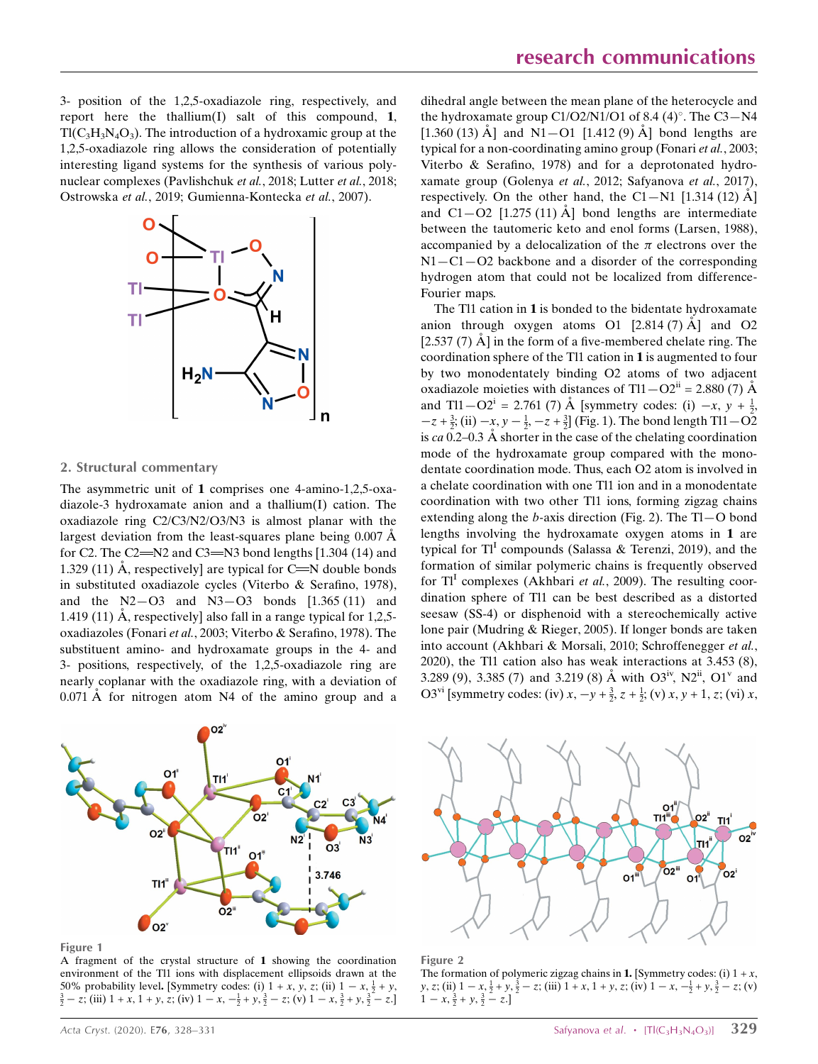3- position of the 1,2,5-oxadiazole ring, respectively, and report here the thallium(I) salt of this compound, **1**, $Tl(C_3H_3N_4O_3)$. The introduction of a hydroxamic group at the 1,2,5-oxadiazole ring allows the consideration of potentially interesting ligand systems for the synthesis of various polynuclear complexes (Pavlishchuk *et al.*, 2018; Lutter *et al.*, 2018; Ostrowska *et al.*, 2019; Gumienna-Kontecka *et al.*, 2007).

## 2. Structural commentary

The asymmetric unit of **1** comprises one 4-amino-1,2,5-oxadiazole-3 hydroxamate anion and a thallium(I) cation. The oxadiazole ring C2/C3/N2/O3/N3 is almost planar with the largest deviation from the least-squares plane being 0.007 Å for C2. The C2=N2 and C3=N3 bond lengths [1.304 (14) and 1.329 (11) Å, respectively] are typical for C=N double bonds in substituted oxadiazole cycles (Viterbo & Serafino, 1978), and the N2—O3 and N3—O3 bonds [1.365 (11) and 1.419 (11) Å, respectively] also fall in a range typical for 1,2,5-oxadiazoles (Fonari *et al.*, 2003; Viterbo & Serafino, 1978). The substituent amino- and hydroxamate groups in the 4- and 3- positions, respectively, of the 1,2,5-oxadiazole ring are nearly coplanar with the oxadiazole ring, with a deviation of 0.071 Å for nitrogen atom N4 of the amino group and a dihedral angle between the mean plane of the heterocycle and the hydroxamate group C1/O2/N1/O1 of 8.4 (4)°. The C3—N4 [1.360 (13) Å] and N1—O1 [1.412 (9) Å] bond lengths are typical for a non-coordinating amino group (Fonari *et al.*, 2003; Viterbo & Serafino, 1978) and for a deprotonated hydroxamate group (Golenya *et al.*, 2012; Safyanova *et al.*, 2017), respectively. On the other hand, the C1—N1 [1.314 (12) Å] and C1—O2 [1.275 (11) Å] bond lengths are intermediate between the tautomeric keto and enol forms (Larsen, 1988), accompanied by a delocalization of the π electrons over the N1—C1—O2 backbone and a disorder of the corresponding hydrogen atom that could not be localized from difference-Fourier maps.

The Tl1 cation in **1** is bonded to the bidentate hydroxamate anion through oxygen atoms O1 [2.814 (7) Å] and O2 [2.537 (7) Å] in the form of a five-membered chelate ring. The coordination sphere of the Tl1 cation in **1** is augmented to four by two monodentately binding O2 atoms of two adjacent oxadiazole moieties with distances of Tl1—O2$^{ii}$ = 2.880 (7) Å and Tl1—O2$^{i}$ = 2.761 (7) Å [symmetry codes: (i) $-x, y + \frac{1}{2}, -z + \frac{3}{2}$; (ii) $-x, y - \frac{1}{2}, -z + \frac{3}{2}$] (Fig. 1). The bond length Tl1—O2 is *ca* 0.2–0.3 Å shorter in the case of the chelating coordination mode of the hydroxamate group compared with the monodentate coordination mode. Thus, each O2 atom is involved in a chelate coordination with one Tl1 ion and in a monodentate coordination with two other Tl1 ions, forming zigzag chains extending along the *b*-axis direction (Fig. 2). The Tl—O bond lengths involving the hydroxamate oxygen atoms in **1** are typical for Tl$^{I}$ compounds (Salassa & Terenzi, 2019), and the formation of similar polymeric chains is frequently observed for Tl$^{I}$ complexes (Akhbari *et al.*, 2009). The resulting coordination sphere of Tl1 can be best described as a distorted seesaw (SS-4) or disphenoid with a stereochemically active lone pair (Mudring & Rieger, 2005). If longer bonds are taken into account (Akhbari & Morsali, 2010; Schroffenegger *et al.*, 2020), the Tl1 cation also has weak interactions at 3.453 (8), 3.289 (9), 3.385 (7) and 3.219 (8) Å with O3$^{iv}$, N2$^{ii}$, O1$^{v}$ and O3$^{vi}$ [symmetry codes: (iv) $x, -y + \frac{3}{2}, z + \frac{1}{2}$; (v) $x, y + 1, z$; (vi) $x$,

Figure 1
A fragment of the crystal structure of **1** showing the coordination environment of the Tl1 ions with displacement ellipsoids drawn at the 50% probability level. [Symmetry codes: (i) $1 + x, y, z$; (ii) $1 - x, \frac{1}{2} + y, \frac{3}{2} - z$; (iii) $1 + x, 1 + y, z$; (iv) $1 - x, -\frac{1}{2} + y, \frac{3}{2} - z$; (v) $1 - x, \frac{3}{2} + y, \frac{3}{2} - z$.]

Figure 2
The formation of polymeric zigzag chains in **1**. [Symmetry codes: (i) $1 + x, y, z$; (ii) $1 - x, \frac{1}{2} + y, \frac{3}{2} - z$; (iii) $1 + x, 1 + y, z$; (iv) $1 - x, -\frac{1}{2} + y, \frac{3}{2} - z$; (v) $1 - x, \frac{3}{2} + y, \frac{3}{2} - z$.]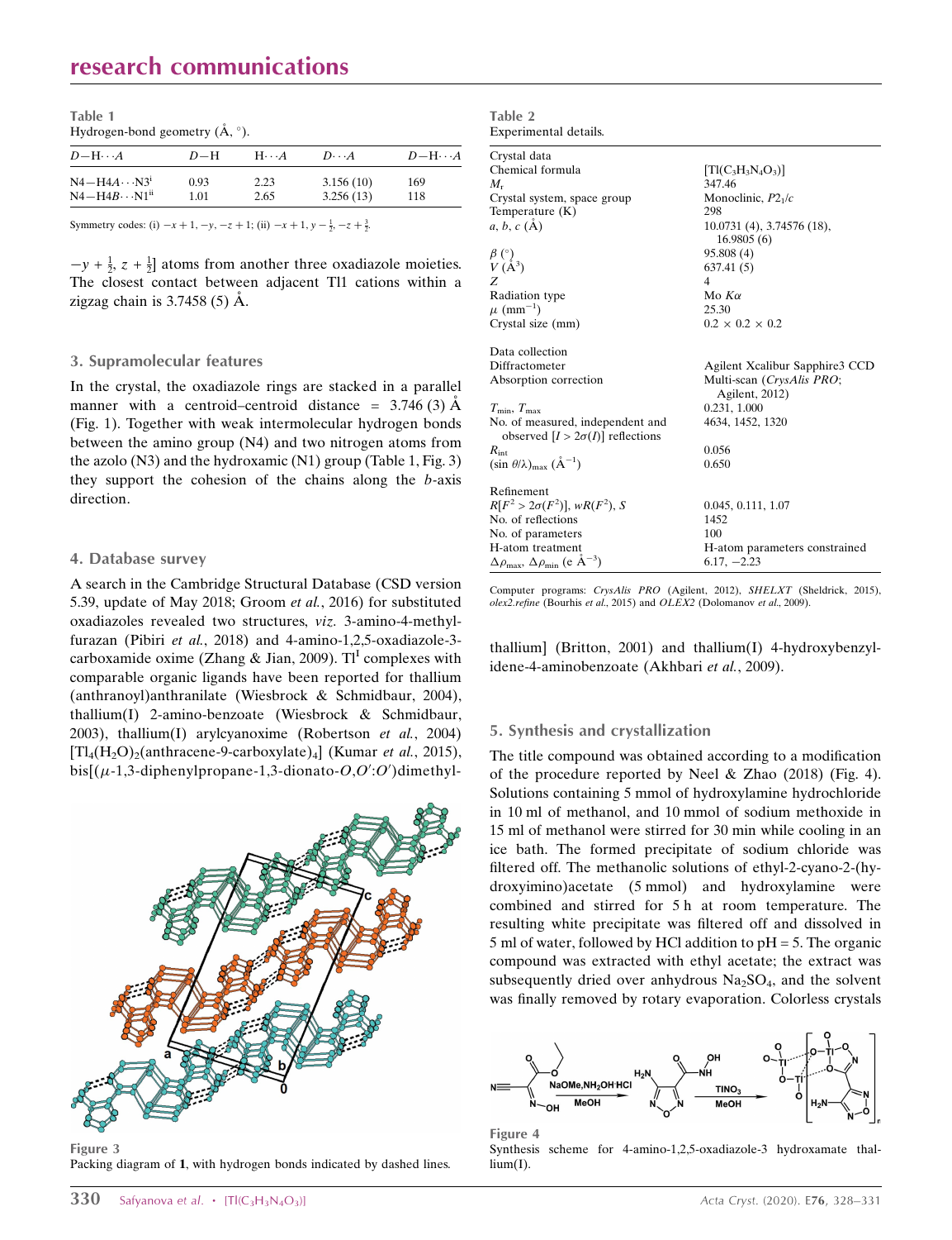Table 1
Hydrogen-bond geometry (Å, °).

| $D$—H$\cdots$$A$ | $D$—H | H$\cdots$$A$ | $D$$\cdots$$A$ | $D$—H$\cdots$$A$ |
| --- | --- | --- | --- | --- |
| N4—H4$A$$\cdots$N3$^{i}$ | 0.93 | 2.23 | 3.156 (10) | 169 |
| N4—H4$B$$\cdots$N1$^{ii}$ | 1.01 | 2.65 | 3.256 (13) | 118 |

Symmetry codes: (i) $-x+1, -y, -z+1$; (ii) $-x+1, y-\frac{1}{2}, -z+\frac{3}{2}$.

$-y+\frac{1}{2}, z+\frac{1}{2}$] atoms from another three oxadiazole moieties. The closest contact between adjacent Tl1 cations within a zigzag chain is 3.7458 (5) Å.

## 3. Supramolecular features

In the crystal, the oxadiazole rings are stacked in a parallel manner with a centroid–centroid distance = 3.746 (3) Å (Fig. 1). Together with weak intermolecular hydrogen bonds between the amino group (N4) and two nitrogen atoms from the azolo (N3) and the hydroxamic (N1) group (Table 1, Fig. 3) they support the cohesion of the chains along the $b$-axis direction.

## 4. Database survey

A search in the Cambridge Structural Database (CSD version 5.39, update of May 2018; Groom *et al.*, 2016) for substituted oxadiazoles revealed two structures, *viz.* 3-amino-4-methylfurazan (Pibiri *et al.*, 2018) and 4-amino-1,2,5-oxadiazole-3-carboxamide oxime (Zhang & Jian, 2009). Tl$^{I}$ complexes with comparable organic ligands have been reported for thallium (anthranoyl)anthranilate (Wiesbrock & Schmidbaur, 2004), thallium(I) 2-amino-benzoate (Wiesbrock & Schmidbaur, 2003), thallium(I) arylcyanoxime (Robertson *et al.*, 2004) [$Tl_4(H_2O)_2$(anthracene-9-carboxylate)$_4$] (Kumar *et al.*, 2015), bis[($\mu$-1,3-diphenylpropane-1,3-dionato-$O,O'$:$O'$)dimethylthallium] (Britton, 2001) and thallium(I) 4-hydroxybenzylidene-4-aminobenzoate (Akhbari *et al.*, 2009).

Figure 3
Packing diagram of **1**, with hydrogen bonds indicated by dashed lines.

Table 2
Experimental details.

| | |
| --- | --- |
| Crystal data | |
| Chemical formula | [$Tl(C_3H_3N_4O_3)$] |
| $M_r$ | 347.46 |
| Crystal system, space group | Monoclinic, $P2_1/c$ |
| Temperature (K) | 298 |
| $a, b, c$ (Å) | 10.0731 (4), 3.74576 (18), 16.9805 (6) |
| $\beta$ (°) | 95.808 (4) |
| $V$ (Å$^3$) | 637.41 (5) |
| $Z$ | 4 |
| Radiation type | Mo $K\alpha$ |
| $\mu$ (mm$^{-1}$) | 25.30 |
| Crystal size (mm) | 0.2 × 0.2 × 0.2 |
| Data collection | |
| Diffractometer | Agilent Xcalibur Sapphire3 CCD |
| Absorption correction | Multi-scan (*CrysAlis PRO*; Agilent, 2012) |
| $T_{min}$, $T_{max}$ | 0.231, 1.000 |
| No. of measured, independent and observed [$I > 2\sigma(I)$] reflections | 4634, 1452, 1320 |
| $R_{int}$ | 0.056 |
| $(\sin \theta/\lambda)_{max}$ (Å$^{-1}$) | 0.650 |
| Refinement | |
| $R[F^2 > 2\sigma(F^2)]$, $wR(F^2)$, $S$ | 0.045, 0.111, 1.07 |
| No. of reflections | 1452 |
| No. of parameters | 100 |
| H-atom treatment | H-atom parameters constrained |
| $\Delta\rho_{max}$, $\Delta\rho_{min}$ (e Å$^{-3}$) | 6.17, −2.23 |

Computer programs: *CrysAlis PRO* (Agilent, 2012), *SHELXT* (Sheldrick, 2015), *olex2.refine* (Bourhis *et al.*, 2015) and *OLEX2* (Dolomanov *et al.*, 2009).

## 5. Synthesis and crystallization

The title compound was obtained according to a modification of the procedure reported by Neel & Zhao (2018) (Fig. 4). Solutions containing 5 mmol of hydroxylamine hydrochloride in 10 ml of methanol, and 10 mmol of sodium methoxide in 15 ml of methanol were stirred for 30 min while cooling in an ice bath. The formed precipitate of sodium chloride was filtered off. The methanolic solutions of ethyl-2-cyano-2-(hydroxyimino)acetate (5 mmol) and hydroxylamine were combined and stirred for 5 h at room temperature. The resulting white precipitate was filtered off and dissolved in 5 ml of water, followed by HCl addition to pH = 5. The organic compound was extracted with ethyl acetate; the extract was subsequently dried over anhydrous $Na_2SO_4$, and the solvent was finally removed by rotary evaporation. Colorless crystals

Figure 4
Synthesis scheme for 4-amino-1,2,5-oxadiazole-3 hydroxamate thallium(I).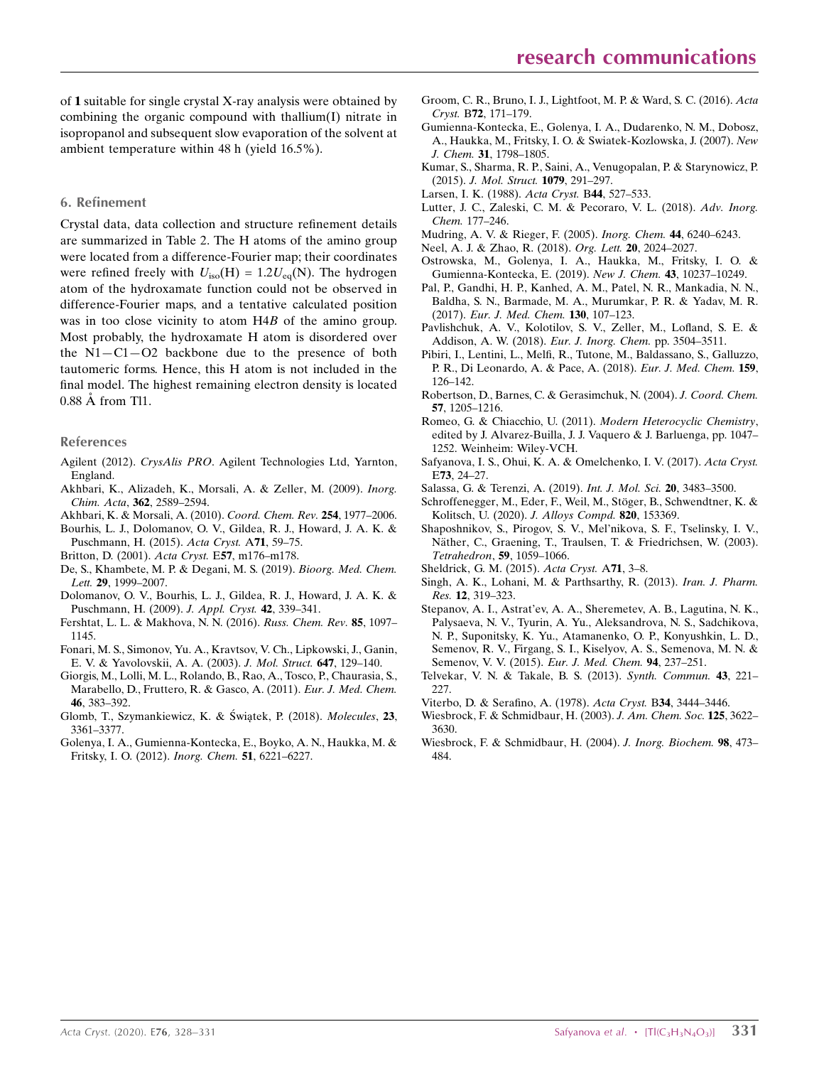of **1** suitable for single crystal X-ray analysis were obtained by combining the organic compound with thallium(I) nitrate in isopropanol and subsequent slow evaporation of the solvent at ambient temperature within 48 h (yield 16.5%).

## 6. Refinement

Crystal data, data collection and structure refinement details are summarized in Table 2. The H atoms of the amino group were located from a difference-Fourier map; their coordinates were refined freely with $U_{iso}(H) = 1.2U_{eq}(N)$. The hydrogen atom of the hydroxamate function could not be observed in difference-Fourier maps, and a tentative calculated position was in too close vicinity to atom H4*B* of the amino group. Most probably, the hydroxamate H atom is disordered over the N1—C1—O2 backbone due to the presence of both tautomeric forms. Hence, this H atom is not included in the final model. The highest remaining electron density is located 0.88 Å from Tl1.

## References

Agilent (2012). *CrysAlis PRO*. Agilent Technologies Ltd, Yarnton, England.

Akhbari, K., Alizadeh, K., Morsali, A. & Zeller, M. (2009). *Inorg. Chim. Acta*, **362**, 2589–2594.

Akhbari, K. & Morsali, A. (2010). *Coord. Chem. Rev.* **254**, 1977–2006.

Bourhis, L. J., Dolomanov, O. V., Gildea, R. J., Howard, J. A. K. & Puschmann, H. (2015). *Acta Cryst.* A**71**, 59–75.

Britton, D. (2001). *Acta Cryst.* E**57**, m176–m178.

De, S., Khambete, M. P. & Degani, M. S. (2019). *Bioorg. Med. Chem. Lett.* **29**, 1999–2007.

Dolomanov, O. V., Bourhis, L. J., Gildea, R. J., Howard, J. A. K. & Puschmann, H. (2009). *J. Appl. Cryst.* **42**, 339–341.

Fershtat, L. L. & Makhova, N. N. (2016). *Russ. Chem. Rev.* **85**, 1097–1145.

Fonari, M. S., Simonov, Yu. A., Kravtsov, V. Ch., Lipkowski, J., Ganin, E. V. & Yavolovskii, A. A. (2003). *J. Mol. Struct.* **647**, 129–140.

Giorgis, M., Lolli, M. L., Rolando, B., Rao, A., Tosco, P., Chaurasia, S., Marabello, D., Fruttero, R. & Gasco, A. (2011). *Eur. J. Med. Chem.* **46**, 383–392.

Glomb, T., Szymankiewicz, K. & Świątek, P. (2018). *Molecules*, **23**, 3361–3377.

Golenya, I. A., Gumienna-Kontecka, E., Boyko, A. N., Haukka, M. & Fritsky, I. O. (2012). *Inorg. Chem.* **51**, 6221–6227.

Groom, C. R., Bruno, I. J., Lightfoot, M. P. & Ward, S. C. (2016). *Acta Cryst.* B**72**, 171–179.

Gumienna-Kontecka, E., Golenya, I. A., Dudarenko, N. M., Dobosz, A., Haukka, M., Fritsky, I. O. & Swiatek-Kozlowska, J. (2007). *New J. Chem.* **31**, 1798–1805.

Kumar, S., Sharma, R. P., Saini, A., Venugopalan, P. & Starynowicz, P. (2015). *J. Mol. Struct.* **1079**, 291–297.

Larsen, I. K. (1988). *Acta Cryst.* B**44**, 527–533.

Lutter, J. C., Zaleski, C. M. & Pecoraro, V. L. (2018). *Adv. Inorg. Chem.* 177–246.

Mudring, A. V. & Rieger, F. (2005). *Inorg. Chem.* **44**, 6240–6243.

Neel, A. J. & Zhao, R. (2018). *Org. Lett.* **20**, 2024–2027.

Ostrowska, M., Golenya, I. A., Haukka, M., Fritsky, I. O. & Gumienna-Kontecka, E. (2019). *New J. Chem.* **43**, 10237–10249.

Pal, P., Gandhi, H. P., Kanhed, A. M., Patel, N. R., Mankadia, N. N., Baldha, S. N., Barmade, M. A., Murumkar, P. R. & Yadav, M. R. (2017). *Eur. J. Med. Chem.* **130**, 107–123.

Pavlishchuk, A. V., Kolotilov, S. V., Zeller, M., Lofland, S. E. & Addison, A. W. (2018). *Eur. J. Inorg. Chem.* pp. 3504–3511.

Pibiri, I., Lentini, L., Melfi, R., Tutone, M., Baldassano, S., Galluzzo, P. R., Di Leonardo, A. & Pace, A. (2018). *Eur. J. Med. Chem.* **159**, 126–142.

Robertson, D., Barnes, C. & Gerasimchuk, N. (2004). *J. Coord. Chem.* **57**, 1205–1216.

Romeo, G. & Chiacchio, U. (2011). *Modern Heterocyclic Chemistry*, edited by J. Alvarez-Builla, J. J. Vaquero & J. Barluenga, pp. 1047–1252. Weinheim: Wiley-VCH.

Safyanova, I. S., Ohui, K. A. & Omelchenko, I. V. (2017). *Acta Cryst.* E**73**, 24–27.

Salassa, G. & Terenzi, A. (2019). *Int. J. Mol. Sci.* **20**, 3483–3500.

Schroffenegger, M., Eder, F., Weil, M., Stöger, B., Schwendtner, K. & Kolitsch, U. (2020). *J. Alloys Compd.* **820**, 153369.

Shaposhnikov, S., Pirogov, S. V., Mel'nikova, S. F., Tselinsky, I. V., Näther, C., Graening, T., Traulsen, T. & Friedrichsen, W. (2003). *Tetrahedron*, **59**, 1059–1066.

Sheldrick, G. M. (2015). *Acta Cryst.* A**71**, 3–8.

Singh, A. K., Lohani, M. & Parthsarthy, R. (2013). *Iran. J. Pharm. Res.* **12**, 319–323.

Stepanov, A. I., Astrat'ev, A. A., Sheremetev, A. B., Lagutina, N. K., Palysaeva, N. V., Tyurin, A. Yu., Aleksandrova, N. S., Sadchikova, N. P., Suponitsky, K. Yu., Atamanenko, O. P., Konyushkin, L. D., Semenov, R. V., Firgang, S. I., Kiselyov, A. S., Semenova, M. N. & Semenov, V. V. (2015). *Eur. J. Med. Chem.* **94**, 237–251.

Telvekar, V. N. & Takale, B. S. (2013). *Synth. Commun.* **43**, 221–227.

Viterbo, D. & Serafino, A. (1978). *Acta Cryst.* B**34**, 3444–3446.

Wiesbrock, F. & Schmidbaur, H. (2003). *J. Am. Chem. Soc.* **125**, 3622–3630.

Wiesbrock, F. & Schmidbaur, H. (2004). *J. Inorg. Biochem.* **98**, 473–484.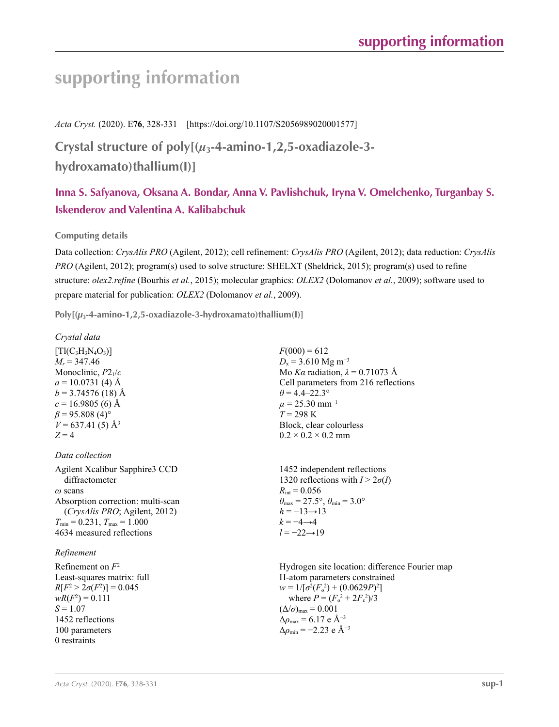# supporting information

*Acta Cryst.* (2020). E**76**, 328-331 [https://doi.org/10.1107/S2056989020001577]

## Crystal structure of poly[($\mu_3$-4-amino-1,2,5-oxadiazole-3-hydroxamato)thallium(I)]

**Inna S. Safyanova, Oksana A. Bondar, Anna V. Pavlishchuk, Iryna V. Omelchenko, Turganbay S. Iskenderov and Valentina A. Kalibabchuk**

### Computing details

Data collection: *CrysAlis PRO* (Agilent, 2012); cell refinement: *CrysAlis PRO* (Agilent, 2012); data reduction: *CrysAlis PRO* (Agilent, 2012); program(s) used to solve structure: SHELXT (Sheldrick, 2015); program(s) used to refine structure: *olex2.refine* (Bourhis *et al.*, 2015); molecular graphics: *OLEX2* (Dolomanov *et al.*, 2009); software used to prepare material for publication: *OLEX2* (Dolomanov *et al.*, 2009).

### Poly[($\mu_3$-4-amino-1,2,5-oxadiazole-3-hydroxamato)thallium(I)]

*Crystal data*

[Tl($C_3H_3N_4O_3$)]
$M_r$ = 347.46
Monoclinic, $P2_1/c$
$a$ = 10.0731 (4) Å
$b$ = 3.74576 (18) Å
$c$ = 16.9805 (6) Å
$\beta$ = 95.808 (4)°
$V$ = 637.41 (5) Å$^3$
$Z$ = 4
$F(000)$ = 612
$D_x$ = 3.610 Mg m$^{-3}$
Mo $K\alpha$ radiation, $\lambda$ = 0.71073 Å
Cell parameters from 216 reflections
$\theta$ = 4.4–22.3°
$\mu$ = 25.30 mm$^{-1}$
$T$ = 298 K
Block, clear colourless
0.2 × 0.2 × 0.2 mm

*Data collection*

Agilent Xcalibur Sapphire3 CCD diffractometer
$\omega$ scans
Absorption correction: multi-scan (*CrysAlis PRO*; Agilent, 2012)
$T_{min}$ = 0.231, $T_{max}$ = 1.000
4634 measured reflections
1452 independent reflections
1320 reflections with $I > 2\sigma(I)$
$R_{int}$ = 0.056
$\theta_{max}$ = 27.5°, $\theta_{min}$ = 3.0°
$h$ = −13→13
$k$ = −4→4
$l$ = −22→19

*Refinement*

Refinement on $F^2$
Least-squares matrix: full
$R[F^2 > 2\sigma(F^2)]$ = 0.045
$wR(F^2)$ = 0.111
$S$ = 1.07
1452 reflections
100 parameters
0 restraints
Hydrogen site location: difference Fourier map
H-atom parameters constrained
$w = 1/[\sigma^2(F_o^2) + (0.0629P)^2]$
where $P = (F_o^2 + 2F_c^2)/3$
$(\Delta/\sigma)_{max}$ = 0.001
$\Delta\rho_{max}$ = 6.17 e Å$^{-3}$
$\Delta\rho_{min}$ = −2.23 e Å$^{-3}$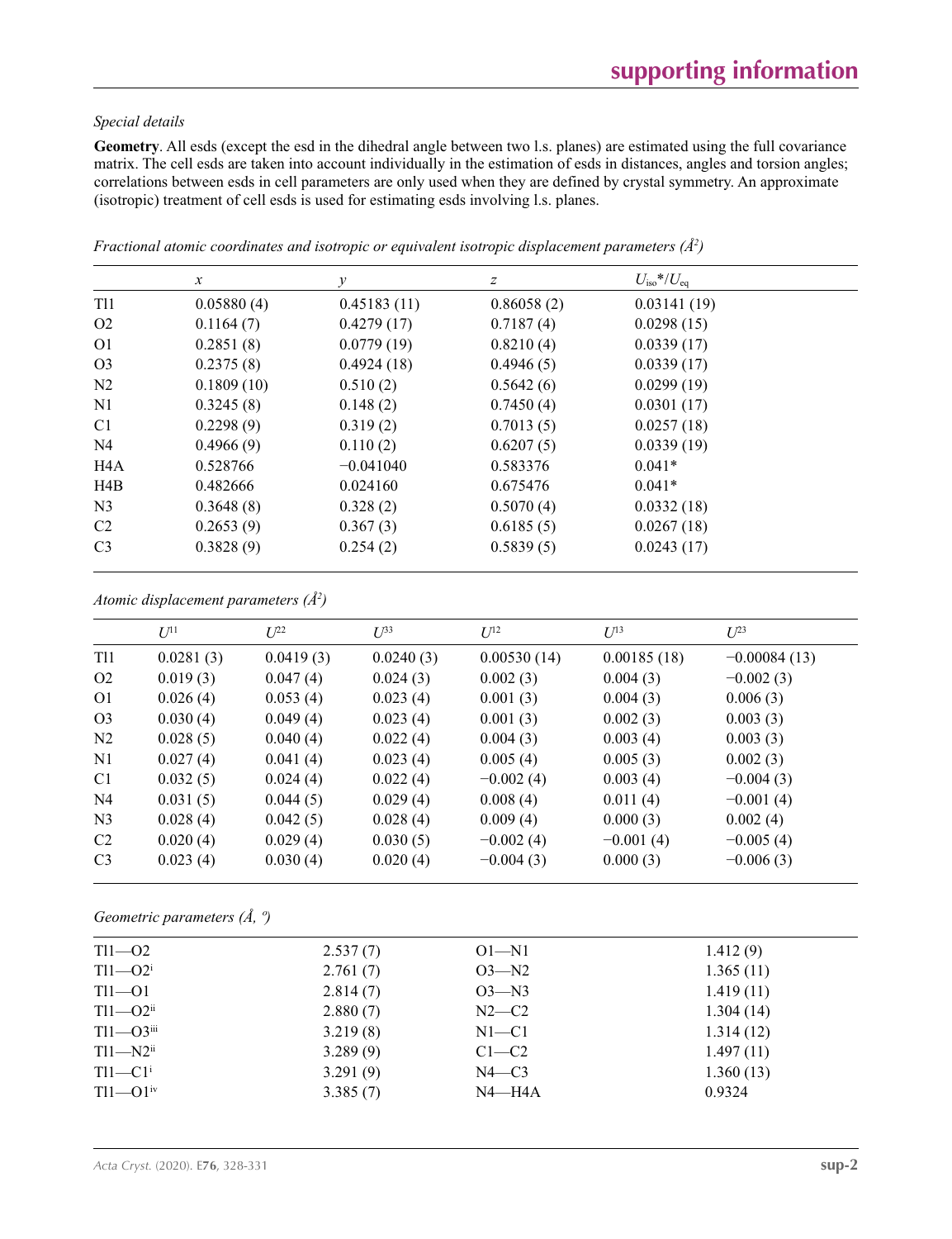*Special details*

**Geometry**. All esds (except the esd in the dihedral angle between two l.s. planes) are estimated using the full covariance matrix. The cell esds are taken into account individually in the estimation of esds in distances, angles and torsion angles; correlations between esds in cell parameters are only used when they are defined by crystal symmetry. An approximate (isotropic) treatment of cell esds is used for estimating esds involving l.s. planes.

*Fractional atomic coordinates and isotropic or equivalent isotropic displacement parameters (Å²)*

| | *x* | *y* | *z* | $U_{iso}$\*/$U_{eq}$ |
|---|---|---|---|---|
| Tl1 | 0.05880 (4) | 0.45183 (11) | 0.86058 (2) | 0.03141 (19) |
| O2 | 0.1164 (7) | 0.4279 (17) | 0.7187 (4) | 0.0298 (15) |
| O1 | 0.2851 (8) | 0.0779 (19) | 0.8210 (4) | 0.0339 (17) |
| O3 | 0.2375 (8) | 0.4924 (18) | 0.4946 (5) | 0.0339 (17) |
| N2 | 0.1809 (10) | 0.510 (2) | 0.5642 (6) | 0.0299 (19) |
| N1 | 0.3245 (8) | 0.148 (2) | 0.7450 (4) | 0.0301 (17) |
| C1 | 0.2298 (9) | 0.319 (2) | 0.7013 (5) | 0.0257 (18) |
| N4 | 0.4966 (9) | 0.110 (2) | 0.6207 (5) | 0.0339 (19) |
| H4A | 0.528766 | −0.041040 | 0.583376 | 0.041\* |
| H4B | 0.482666 | 0.024160 | 0.675476 | 0.041\* |
| N3 | 0.3648 (8) | 0.328 (2) | 0.5070 (4) | 0.0332 (18) |
| C2 | 0.2653 (9) | 0.367 (3) | 0.6185 (5) | 0.0267 (18) |
| C3 | 0.3828 (9) | 0.254 (2) | 0.5839 (5) | 0.0243 (17) |

*Atomic displacement parameters (Å²)*

| | $U^{11}$ | $U^{22}$ | $U^{33}$ | $U^{12}$ | $U^{13}$ | $U^{23}$ |
|---|---|---|---|---|---|---|
| Tl1 | 0.0281 (3) | 0.0419 (3) | 0.0240 (3) | 0.00530 (14) | 0.00185 (18) | −0.00084 (13) |
| O2 | 0.019 (3) | 0.047 (4) | 0.024 (3) | 0.002 (3) | 0.004 (3) | −0.002 (3) |
| O1 | 0.026 (4) | 0.053 (4) | 0.023 (4) | 0.001 (3) | 0.004 (3) | 0.006 (3) |
| O3 | 0.030 (4) | 0.049 (4) | 0.023 (4) | 0.001 (3) | 0.002 (3) | 0.003 (3) |
| N2 | 0.028 (5) | 0.040 (4) | 0.022 (4) | 0.004 (3) | 0.003 (4) | 0.003 (3) |
| N1 | 0.027 (4) | 0.041 (4) | 0.023 (4) | 0.005 (4) | 0.005 (3) | 0.002 (3) |
| C1 | 0.032 (5) | 0.024 (4) | 0.022 (4) | −0.002 (4) | 0.003 (4) | −0.004 (3) |
| N4 | 0.031 (5) | 0.044 (5) | 0.029 (4) | 0.008 (4) | 0.011 (4) | −0.001 (4) |
| N3 | 0.028 (4) | 0.042 (5) | 0.028 (4) | 0.009 (4) | 0.000 (3) | 0.002 (4) |
| C2 | 0.020 (4) | 0.029 (4) | 0.030 (5) | −0.002 (4) | −0.001 (4) | −0.005 (4) |
| C3 | 0.023 (4) | 0.030 (4) | 0.020 (4) | −0.004 (3) | 0.000 (3) | −0.006 (3) |

*Geometric parameters (Å, º)*

| | | | |
|---|---|---|---|
| Tl1—O2 | 2.537 (7) | O1—N1 | 1.412 (9) |
| Tl1—O2$^{i}$ | 2.761 (7) | O3—N2 | 1.365 (11) |
| Tl1—O1 | 2.814 (7) | O3—N3 | 1.419 (11) |
| Tl1—O2$^{ii}$ | 2.880 (7) | N2—C2 | 1.304 (14) |
| Tl1—O3$^{iii}$ | 3.219 (8) | N1—C1 | 1.314 (12) |
| Tl1—N2$^{ii}$ | 3.289 (9) | C1—C2 | 1.497 (11) |
| Tl1—C1$^{i}$ | 3.291 (9) | N4—C3 | 1.360 (13) |
| Tl1—O1$^{iv}$ | 3.385 (7) | N4—H4A | 0.9324 |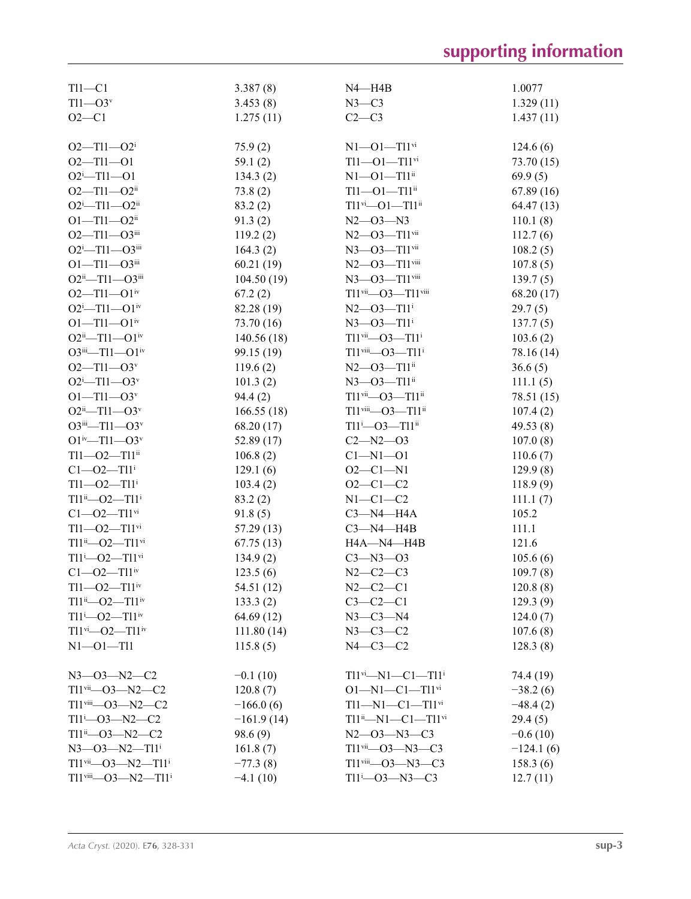| | | | |
|---|---|---|---|
| Tl1—C1 | 3.387 (8) | N4—H4B | 1.0077 |
| Tl1—O3$^{v}$ | 3.453 (8) | N3—C3 | 1.329 (11) |
| O2—C1 | 1.275 (11) | C2—C3 | 1.437 (11) |
| | | | |
| O2—Tl1—O2$^{i}$ | 75.9 (2) | N1—O1—Tl1$^{vi}$ | 124.6 (6) |
| O2—Tl1—O1 | 59.1 (2) | Tl1—O1—Tl1$^{vi}$ | 73.70 (15) |
| O2$^{i}$—Tl1—O1 | 134.3 (2) | N1—O1—Tl1$^{ii}$ | 69.9 (5) |
| O2—Tl1—O2$^{ii}$ | 73.8 (2) | Tl1—O1—Tl1$^{ii}$ | 67.89 (16) |
| O2$^{i}$—Tl1—O2$^{ii}$ | 83.2 (2) | Tl1$^{vi}$—O1—Tl1$^{ii}$ | 64.47 (13) |
| O1—Tl1—O2$^{ii}$ | 91.3 (2) | N2—O3—N3 | 110.1 (8) |
| O2—Tl1—O3$^{iii}$ | 119.2 (2) | N2—O3—Tl1$^{vii}$ | 112.7 (6) |
| O2$^{i}$—Tl1—O3$^{iii}$ | 164.3 (2) | N3—O3—Tl1$^{vii}$ | 108.2 (5) |
| O1—Tl1—O3$^{iii}$ | 60.21 (19) | N2—O3—Tl1$^{viii}$ | 107.8 (5) |
| O2$^{ii}$—Tl1—O3$^{iii}$ | 104.50 (19) | N3—O3—Tl1$^{viii}$ | 139.7 (5) |
| O2—Tl1—O1$^{iv}$ | 67.2 (2) | Tl1$^{vii}$—O3—Tl1$^{viii}$ | 68.20 (17) |
| O2$^{i}$—Tl1—O1$^{iv}$ | 82.28 (19) | N2—O3—Tl1$^{i}$ | 29.7 (5) |
| O1—Tl1—O1$^{iv}$ | 73.70 (16) | N3—O3—Tl1$^{i}$ | 137.7 (5) |
| O2$^{ii}$—Tl1—O1$^{iv}$ | 140.56 (18) | Tl1$^{vii}$—O3—Tl1$^{i}$ | 103.6 (2) |
| O3$^{iii}$—Tl1—O1$^{iv}$ | 99.15 (19) | Tl1$^{viii}$—O3—Tl1$^{i}$ | 78.16 (14) |
| O2—Tl1—O3$^{v}$ | 119.6 (2) | N2—O3—Tl1$^{ii}$ | 36.6 (5) |
| O2$^{i}$—Tl1—O3$^{v}$ | 101.3 (2) | N3—O3—Tl1$^{ii}$ | 111.1 (5) |
| O1—Tl1—O3$^{v}$ | 94.4 (2) | Tl1$^{vii}$—O3—Tl1$^{ii}$ | 78.51 (15) |
| O2$^{ii}$—Tl1—O3$^{v}$ | 166.55 (18) | Tl1$^{viii}$—O3—Tl1$^{ii}$ | 107.4 (2) |
| O3$^{iii}$—Tl1—O3$^{v}$ | 68.20 (17) | Tl1$^{i}$—O3—Tl1$^{ii}$ | 49.53 (8) |
| O1$^{iv}$—Tl1—O3$^{v}$ | 52.89 (17) | C2—N2—O3 | 107.0 (8) |
| Tl1—O2—Tl1$^{ii}$ | 106.8 (2) | C1—N1—O1 | 110.6 (7) |
| C1—O2—Tl1$^{i}$ | 129.1 (6) | O2—C1—N1 | 129.9 (8) |
| Tl1—O2—Tl1$^{i}$ | 103.4 (2) | O2—C1—C2 | 118.9 (9) |
| Tl1$^{ii}$—O2—Tl1$^{i}$ | 83.2 (2) | N1—C1—C2 | 111.1 (7) |
| C1—O2—Tl1$^{vi}$ | 91.8 (5) | C3—N4—H4A | 105.2 |
| Tl1—O2—Tl1$^{vi}$ | 57.29 (13) | C3—N4—H4B | 111.1 |
| Tl1$^{ii}$—O2—Tl1$^{vi}$ | 67.75 (13) | H4A—N4—H4B | 121.6 |
| Tl1$^{i}$—O2—Tl1$^{vi}$ | 134.9 (2) | C3—N3—O3 | 105.6 (6) |
| C1—O2—Tl1$^{iv}$ | 123.5 (6) | N2—C2—C3 | 109.7 (8) |
| Tl1—O2—Tl1$^{iv}$ | 54.51 (12) | N2—C2—C1 | 120.8 (8) |
| Tl1$^{ii}$—O2—Tl1$^{iv}$ | 133.3 (2) | C3—C2—C1 | 129.3 (9) |
| Tl1$^{i}$—O2—Tl1$^{iv}$ | 64.69 (12) | N3—C3—N4 | 124.0 (7) |
| Tl1$^{vi}$—O2—Tl1$^{iv}$ | 111.80 (14) | N3—C3—C2 | 107.6 (8) |
| N1—O1—Tl1 | 115.8 (5) | N4—C3—C2 | 128.3 (8) |
| | | | |
| N3—O3—N2—C2 | −0.1 (10) | Tl1$^{vi}$—N1—C1—Tl1$^{i}$ | 74.4 (19) |
| Tl1$^{vii}$—O3—N2—C2 | 120.8 (7) | O1—N1—C1—Tl1$^{vi}$ | −38.2 (6) |
| Tl1$^{viii}$—O3—N2—C2 | −166.0 (6) | Tl1—N1—C1—Tl1$^{vi}$ | −48.4 (2) |
| Tl1$^{i}$—O3—N2—C2 | −161.9 (14) | Tl1$^{ii}$—N1—C1—Tl1$^{vi}$ | 29.4 (5) |
| Tl1$^{ii}$—O3—N2—C2 | 98.6 (9) | N2—O3—N3—C3 | −0.6 (10) |
| N3—O3—N2—Tl1$^{i}$ | 161.8 (7) | Tl1$^{vii}$—O3—N3—C3 | −124.1 (6) |
| Tl1$^{vii}$—O3—N2—Tl1$^{i}$ | −77.3 (8) | Tl1$^{viii}$—O3—N3—C3 | 158.3 (6) |
| Tl1$^{viii}$—O3—N2—Tl1$^{i}$ | −4.1 (10) | Tl1$^{i}$—O3—N3—C3 | 12.7 (11) |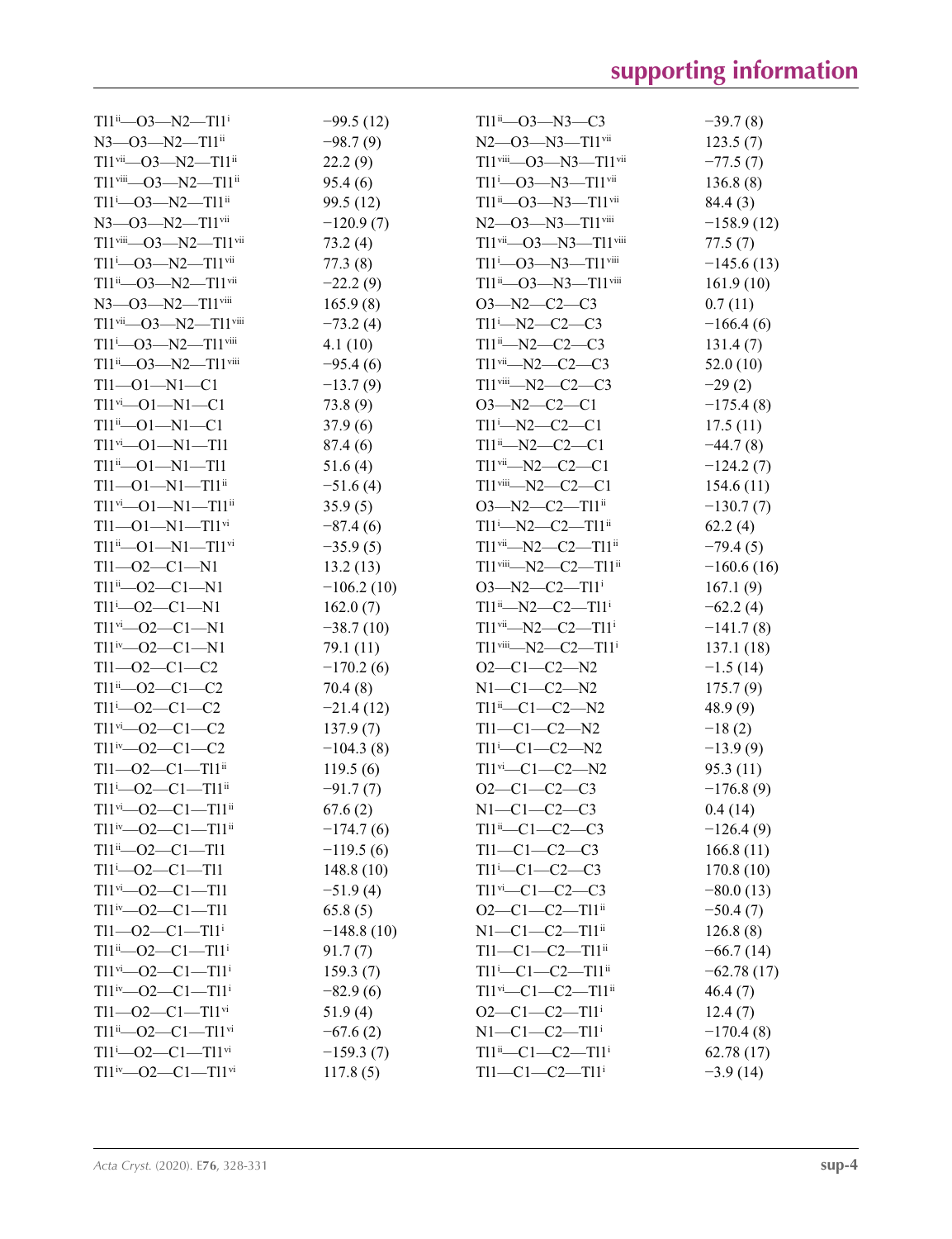| | | | |
|---|---|---|---|
| Tl1$^{ii}$—O3—N2—Tl1$^{i}$ | −99.5 (12) | Tl1$^{ii}$—O3—N3—C3 | −39.7 (8) |
| N3—O3—N2—Tl1$^{ii}$ | −98.7 (9) | N2—O3—N3—Tl1$^{vii}$ | 123.5 (7) |
| Tl1$^{vii}$—O3—N2—Tl1$^{ii}$ | 22.2 (9) | Tl1$^{viii}$—O3—N3—Tl1$^{vii}$ | −77.5 (7) |
| Tl1$^{viii}$—O3—N2—Tl1$^{ii}$ | 95.4 (6) | Tl1$^{i}$—O3—N3—Tl1$^{vii}$ | 136.8 (8) |
| Tl1$^{i}$—O3—N2—Tl1$^{ii}$ | 99.5 (12) | Tl1$^{ii}$—O3—N3—Tl1$^{vii}$ | 84.4 (3) |
| N3—O3—N2—Tl1$^{vii}$ | −120.9 (7) | N2—O3—N3—Tl1$^{viii}$ | −158.9 (12) |
| Tl1$^{viii}$—O3—N2—Tl1$^{vii}$ | 73.2 (4) | Tl1$^{vii}$—O3—N3—Tl1$^{viii}$ | 77.5 (7) |
| Tl1$^{i}$—O3—N2—Tl1$^{vii}$ | 77.3 (8) | Tl1$^{i}$—O3—N3—Tl1$^{viii}$ | −145.6 (13) |
| Tl1$^{ii}$—O3—N2—Tl1$^{vii}$ | −22.2 (9) | Tl1$^{ii}$—O3—N3—Tl1$^{viii}$ | 161.9 (10) |
| N3—O3—N2—Tl1$^{viii}$ | 165.9 (8) | O3—N2—C2—C3 | 0.7 (11) |
| Tl1$^{vii}$—O3—N2—Tl1$^{viii}$ | −73.2 (4) | Tl1$^{i}$—N2—C2—C3 | −166.4 (6) |
| Tl1$^{i}$—O3—N2—Tl1$^{viii}$ | 4.1 (10) | Tl1$^{ii}$—N2—C2—C3 | 131.4 (7) |
| Tl1$^{ii}$—O3—N2—Tl1$^{viii}$ | −95.4 (6) | Tl1$^{vii}$—N2—C2—C3 | 52.0 (10) |
| Tl1—O1—N1—C1 | −13.7 (9) | Tl1$^{viii}$—N2—C2—C3 | −29 (2) |
| Tl1$^{vi}$—O1—N1—C1 | 73.8 (9) | O3—N2—C2—C1 | −175.4 (8) |
| Tl1$^{ii}$—O1—N1—C1 | 37.9 (6) | Tl1$^{i}$—N2—C2—C1 | 17.5 (11) |
| Tl1$^{vi}$—O1—N1—Tl1 | 87.4 (6) | Tl1$^{ii}$—N2—C2—C1 | −44.7 (8) |
| Tl1$^{ii}$—O1—N1—Tl1 | 51.6 (4) | Tl1$^{vii}$—N2—C2—C1 | −124.2 (7) |
| Tl1—O1—N1—Tl1$^{ii}$ | −51.6 (4) | Tl1$^{viii}$—N2—C2—C1 | 154.6 (11) |
| Tl1$^{vi}$—O1—N1—Tl1$^{ii}$ | 35.9 (5) | O3—N2—C2—Tl1$^{ii}$ | −130.7 (7) |
| Tl1—O1—N1—Tl1$^{vi}$ | −87.4 (6) | Tl1$^{i}$—N2—C2—Tl1$^{ii}$ | 62.2 (4) |
| Tl1$^{ii}$—O1—N1—Tl1$^{vi}$ | −35.9 (5) | Tl1$^{vii}$—N2—C2—Tl1$^{ii}$ | −79.4 (5) |
| Tl1—O2—C1—N1 | 13.2 (13) | Tl1$^{viii}$—N2—C2—Tl1$^{ii}$ | −160.6 (16) |
| Tl1$^{ii}$—O2—C1—N1 | −106.2 (10) | O3—N2—C2—Tl1$^{i}$ | 167.1 (9) |
| Tl1$^{i}$—O2—C1—N1 | 162.0 (7) | Tl1$^{ii}$—N2—C2—Tl1$^{i}$ | −62.2 (4) |
| Tl1$^{vi}$—O2—C1—N1 | −38.7 (10) | Tl1$^{vii}$—N2—C2—Tl1$^{i}$ | −141.7 (8) |
| Tl1$^{iv}$—O2—C1—N1 | 79.1 (11) | Tl1$^{viii}$—N2—C2—Tl1$^{i}$ | 137.1 (18) |
| Tl1—O2—C1—C2 | −170.2 (6) | O2—C1—C2—N2 | −1.5 (14) |
| Tl1$^{ii}$—O2—C1—C2 | 70.4 (8) | N1—C1—C2—N2 | 175.7 (9) |
| Tl1$^{i}$—O2—C1—C2 | −21.4 (12) | Tl1$^{ii}$—C1—C2—N2 | 48.9 (9) |
| Tl1$^{vi}$—O2—C1—C2 | 137.9 (7) | Tl1—C1—C2—N2 | −18 (2) |
| Tl1$^{iv}$—O2—C1—C2 | −104.3 (8) | Tl1$^{i}$—C1—C2—N2 | −13.9 (9) |
| Tl1—O2—C1—Tl1$^{ii}$ | 119.5 (6) | Tl1$^{vi}$—C1—C2—N2 | 95.3 (11) |
| Tl1$^{i}$—O2—C1—Tl1$^{ii}$ | −91.7 (7) | O2—C1—C2—C3 | −176.8 (9) |
| Tl1$^{vi}$—O2—C1—Tl1$^{ii}$ | 67.6 (2) | N1—C1—C2—C3 | 0.4 (14) |
| Tl1$^{iv}$—O2—C1—Tl1$^{ii}$ | −174.7 (6) | Tl1$^{ii}$—C1—C2—C3 | −126.4 (9) |
| Tl1$^{ii}$—O2—C1—Tl1 | −119.5 (6) | Tl1—C1—C2—C3 | 166.8 (11) |
| Tl1$^{i}$—O2—C1—Tl1 | 148.8 (10) | Tl1$^{i}$—C1—C2—C3 | 170.8 (10) |
| Tl1$^{vi}$—O2—C1—Tl1 | −51.9 (4) | Tl1$^{vi}$—C1—C2—C3 | −80.0 (13) |
| Tl1$^{iv}$—O2—C1—Tl1 | 65.8 (5) | O2—C1—C2—Tl1$^{ii}$ | −50.4 (7) |
| Tl1—O2—C1—Tl1$^{i}$ | −148.8 (10) | N1—C1—C2—Tl1$^{ii}$ | 126.8 (8) |
| Tl1$^{ii}$—O2—C1—Tl1$^{i}$ | 91.7 (7) | Tl1—C1—C2—Tl1$^{ii}$ | −66.7 (14) |
| Tl1$^{vi}$—O2—C1—Tl1$^{i}$ | 159.3 (7) | Tl1$^{i}$—C1—C2—Tl1$^{ii}$ | −62.78 (17) |
| Tl1$^{iv}$—O2—C1—Tl1$^{i}$ | −82.9 (6) | Tl1$^{vi}$—C1—C2—Tl1$^{ii}$ | 46.4 (7) |
| Tl1—O2—C1—Tl1$^{vi}$ | 51.9 (4) | O2—C1—C2—Tl1$^{i}$ | 12.4 (7) |
| Tl1$^{ii}$—O2—C1—Tl1$^{vi}$ | −67.6 (2) | N1—C1—C2—Tl1$^{i}$ | −170.4 (8) |
| Tl1$^{i}$—O2—C1—Tl1$^{vi}$ | −159.3 (7) | Tl1$^{ii}$—C1—C2—Tl1$^{i}$ | 62.78 (17) |
| Tl1$^{iv}$—O2—C1—Tl1$^{vi}$ | 117.8 (5) | Tl1—C1—C2—Tl1$^{i}$ | −3.9 (14) |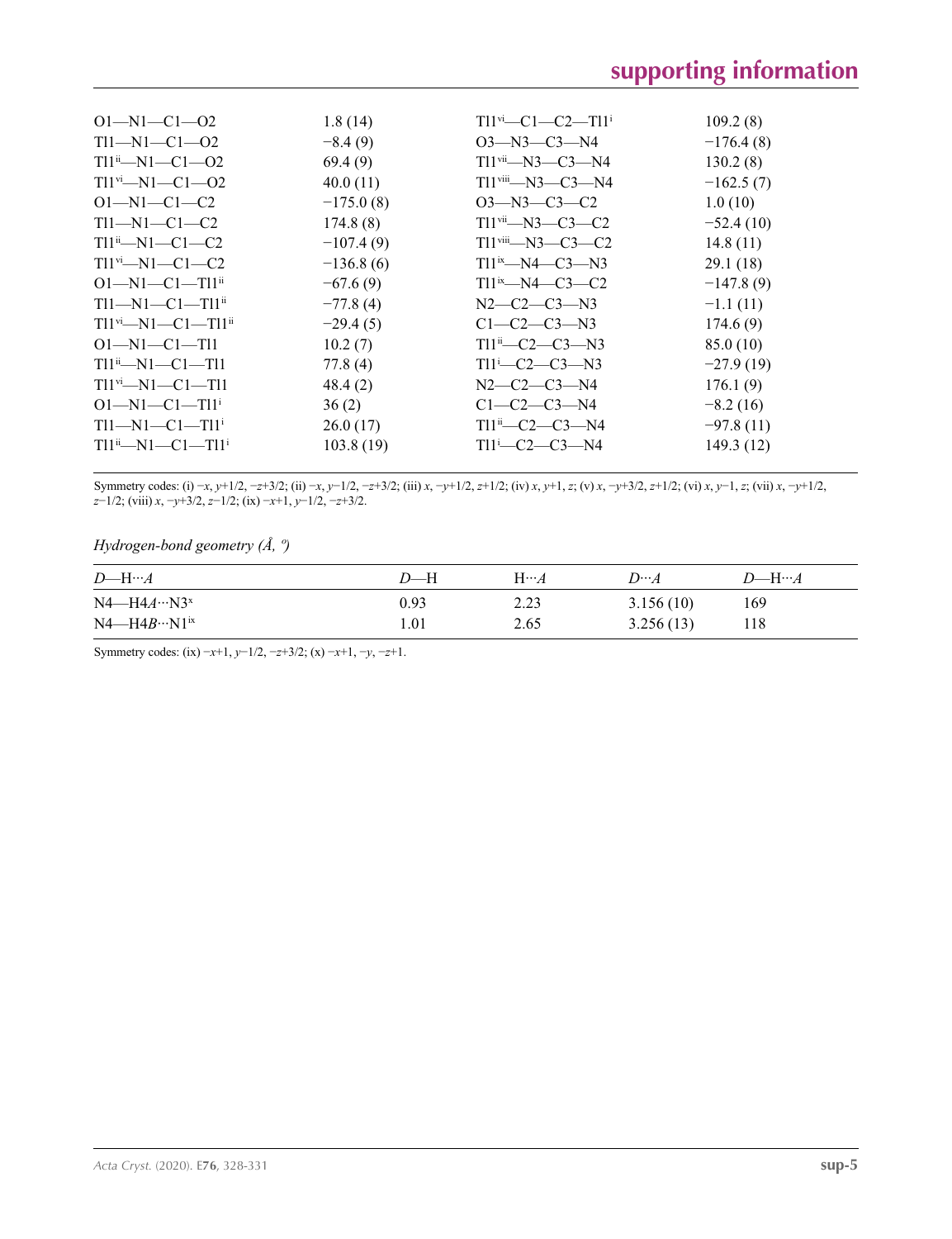| | | | |
|---|---|---|---|
| O1—N1—C1—O2 | 1.8 (14) | Tl1$^{vi}$—C1—C2—Tl1$^{i}$ | 109.2 (8) |
| Tl1—N1—C1—O2 | −8.4 (9) | O3—N3—C3—N4 | −176.4 (8) |
| Tl1$^{ii}$—N1—C1—O2 | 69.4 (9) | Tl1$^{vii}$—N3—C3—N4 | 130.2 (8) |
| Tl1$^{vi}$—N1—C1—O2 | 40.0 (11) | Tl1$^{viii}$—N3—C3—N4 | −162.5 (7) |
| O1—N1—C1—C2 | −175.0 (8) | O3—N3—C3—C2 | 1.0 (10) |
| Tl1—N1—C1—C2 | 174.8 (8) | Tl1$^{vii}$—N3—C3—C2 | −52.4 (10) |
| Tl1$^{ii}$—N1—C1—C2 | −107.4 (9) | Tl1$^{viii}$—N3—C3—C2 | 14.8 (11) |
| Tl1$^{vi}$—N1—C1—C2 | −136.8 (6) | Tl1$^{ix}$—N4—C3—N3 | 29.1 (18) |
| O1—N1—C1—Tl1$^{ii}$ | −67.6 (9) | Tl1$^{ix}$—N4—C3—C2 | −147.8 (9) |
| Tl1—N1—C1—Tl1$^{ii}$ | −77.8 (4) | N2—C2—C3—N3 | −1.1 (11) |
| Tl1$^{vi}$—N1—C1—Tl1$^{ii}$ | −29.4 (5) | C1—C2—C3—N3 | 174.6 (9) |
| O1—N1—C1—Tl1 | 10.2 (7) | Tl1$^{ii}$—C2—C3—N3 | 85.0 (10) |
| Tl1$^{ii}$—N1—C1—Tl1 | 77.8 (4) | Tl1$^{i}$—C2—C3—N3 | −27.9 (19) |
| Tl1$^{vi}$—N1—C1—Tl1 | 48.4 (2) | N2—C2—C3—N4 | 176.1 (9) |
| O1—N1—C1—Tl1$^{i}$ | 36 (2) | C1—C2—C3—N4 | −8.2 (16) |
| Tl1—N1—C1—Tl1$^{i}$ | 26.0 (17) | Tl1$^{ii}$—C2—C3—N4 | −97.8 (11) |
| Tl1$^{ii}$—N1—C1—Tl1$^{i}$ | 103.8 (19) | Tl1$^{i}$—C2—C3—N4 | 149.3 (12) |

Symmetry codes: (i) −x, y+1/2, −z+3/2; (ii) −x, y−1/2, −z+3/2; (iii) x, −y+1/2, z+1/2; (iv) x, y+1, z; (v) x, −y+3/2, z+1/2; (vi) x, y−1, z; (vii) x, −y+1/2, z−1/2; (viii) x, −y+3/2, z−1/2; (ix) −x+1, y−1/2, −z+3/2.

*Hydrogen-bond geometry (Å, º)*

| D—H···A | D—H | H···A | D···A | D—H···A |
|---|---|---|---|---|
| N4—H4A···N3$^{x}$ | 0.93 | 2.23 | 3.156 (10) | 169 |
| N4—H4B···N1$^{ix}$ | 1.01 | 2.65 | 3.256 (13) | 118 |

Symmetry codes: (ix) −x+1, y−1/2, −z+3/2; (x) −x+1, −y, −z+1.